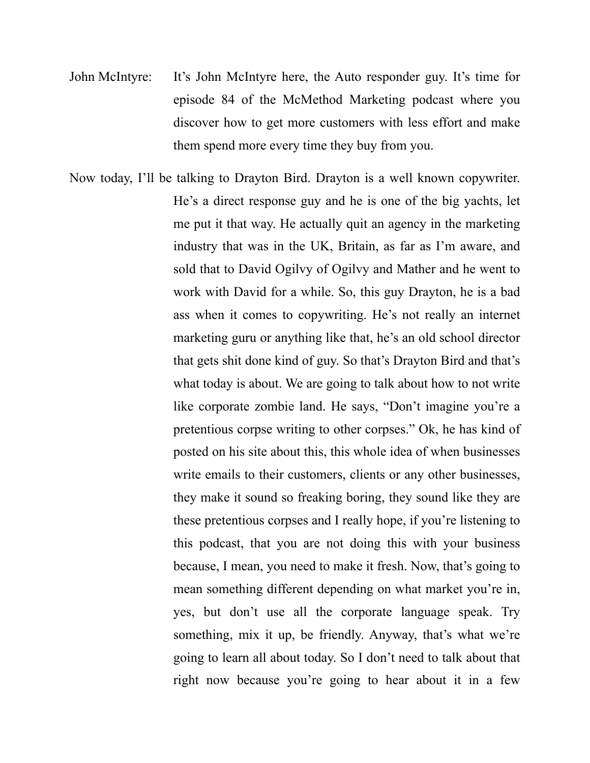John McIntyre: It's John McIntyre here, the Auto responder guy. It's time for episode 84 of the McMethod Marketing podcast where you discover how to get more customers with less effort and make them spend more every time they buy from you.

Now today, I'll be talking to Drayton Bird. Drayton is a well known copywriter. He's a direct response guy and he is one of the big yachts, let me put it that way. He actually quit an agency in the marketing industry that was in the UK, Britain, as far as I'm aware, and sold that to David Ogilvy of Ogilvy and Mather and he went to work with David for a while. So, this guy Drayton, he is a bad ass when it comes to copywriting. He's not really an internet marketing guru or anything like that, he's an old school director that gets shit done kind of guy. So that's Drayton Bird and that's what today is about. We are going to talk about how to not write like corporate zombie land. He says, "Don't imagine you're a pretentious corpse writing to other corpses." Ok, he has kind of posted on his site about this, this whole idea of when businesses write emails to their customers, clients or any other businesses, they make it sound so freaking boring, they sound like they are these pretentious corpses and I really hope, if you're listening to this podcast, that you are not doing this with your business because, I mean, you need to make it fresh. Now, that's going to mean something different depending on what market you're in, yes, but don't use all the corporate language speak. Try something, mix it up, be friendly. Anyway, that's what we're going to learn all about today. So I don't need to talk about that right now because you're going to hear about it in a few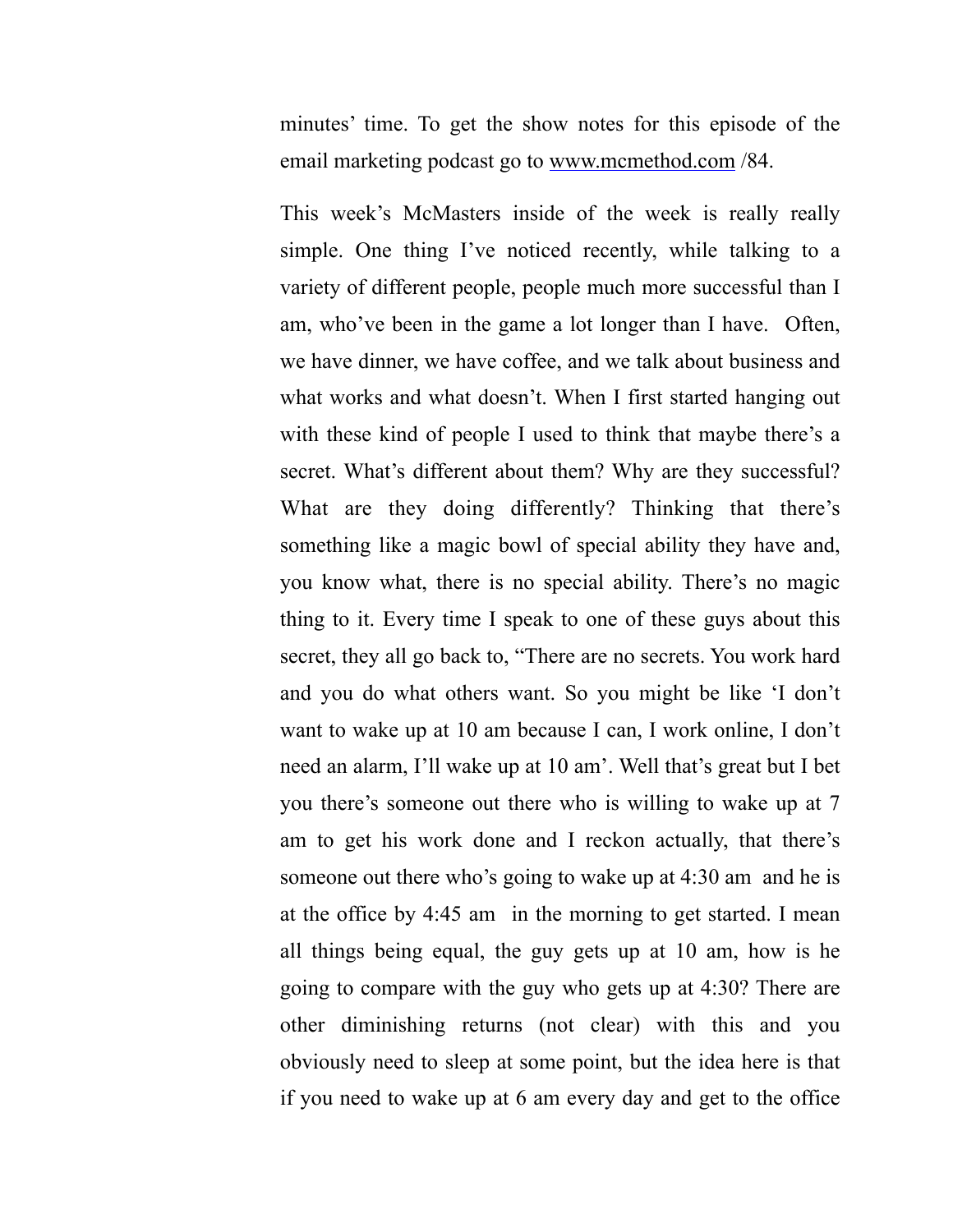minutes' time. To get the show notes for this episode of the email marketing podcast go to www.mcmethod.com /84.

This week's McMasters inside of the week is really really simple. One thing I've noticed recently, while talking to a variety of different people, people much more successful than I am, who've been in the game a lot longer than I have. Often, we have dinner, we have coffee, and we talk about business and what works and what doesn't. When I first started hanging out with these kind of people I used to think that maybe there's a secret. What's different about them? Why are they successful? What are they doing differently? Thinking that there's something like a magic bowl of special ability they have and, you know what, there is no special ability. There's no magic thing to it. Every time I speak to one of these guys about this secret, they all go back to, "There are no secrets. You work hard and you do what others want. So you might be like 'I don't want to wake up at 10 am because I can, I work online, I don't need an alarm, I'll wake up at 10 am'. Well that's great but I bet you there's someone out there who is willing to wake up at 7 am to get his work done and I reckon actually, that there's someone out there who's going to wake up at 4:30 am and he is at the office by 4:45 am in the morning to get started. I mean all things being equal, the guy gets up at 10 am, how is he going to compare with the guy who gets up at 4:30? There are other diminishing returns (not clear) with this and you obviously need to sleep at some point, but the idea here is that if you need to wake up at 6 am every day and get to the office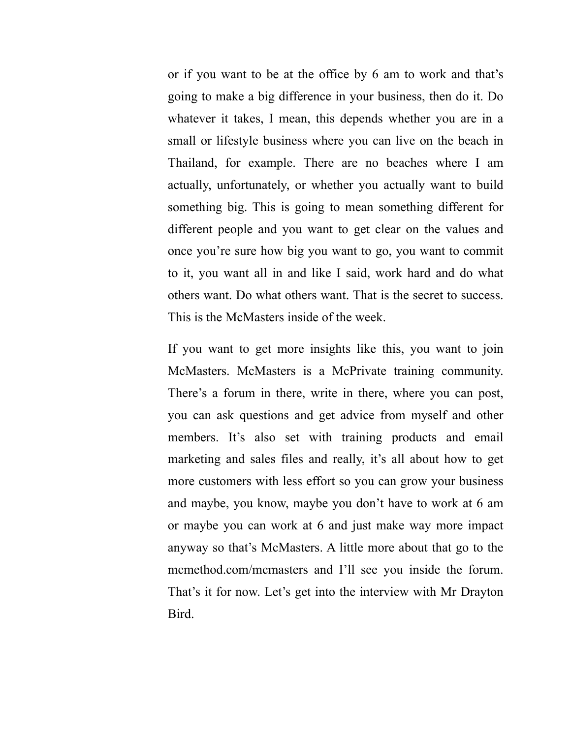or if you want to be at the office by 6 am to work and that's going to make a big difference in your business, then do it. Do whatever it takes, I mean, this depends whether you are in a small or lifestyle business where you can live on the beach in Thailand, for example. There are no beaches where I am actually, unfortunately, or whether you actually want to build something big. This is going to mean something different for different people and you want to get clear on the values and once you're sure how big you want to go, you want to commit to it, you want all in and like I said, work hard and do what others want. Do what others want. That is the secret to success. This is the McMasters inside of the week.

If you want to get more insights like this, you want to join McMasters. McMasters is a McPrivate training community. There's a forum in there, write in there, where you can post, you can ask questions and get advice from myself and other members. It's also set with training products and email marketing and sales files and really, it's all about how to get more customers with less effort so you can grow your business and maybe, you know, maybe you don't have to work at 6 am or maybe you can work at 6 and just make way more impact anyway so that's McMasters. A little more about that go to the mcmethod.com/mcmasters and I'll see you inside the forum. That's it for now. Let's get into the interview with Mr Drayton Bird.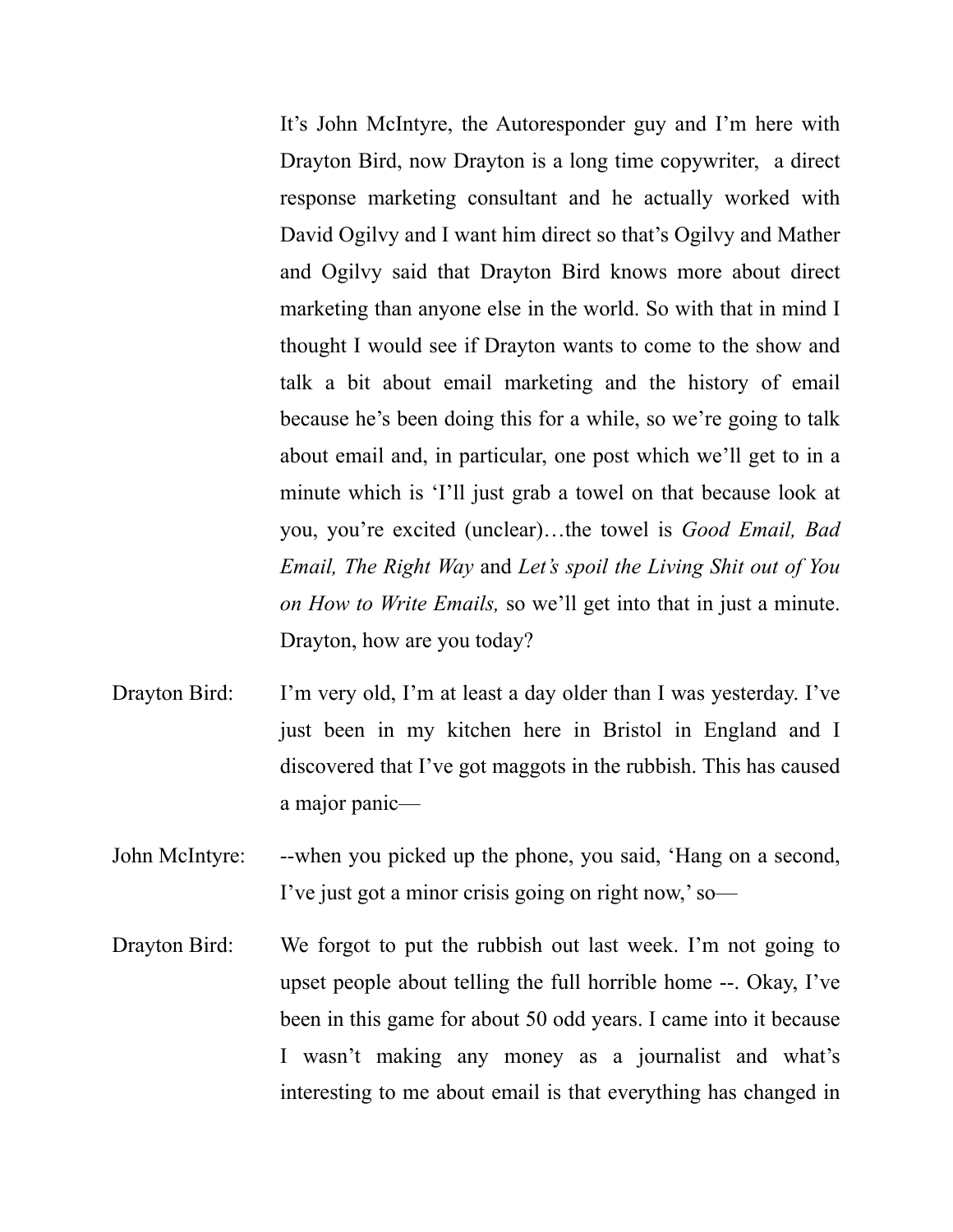It's John McIntyre, the Autoresponder guy and I'm here with Drayton Bird, now Drayton is a long time copywriter, a direct response marketing consultant and he actually worked with David Ogilvy and I want him direct so that's Ogilvy and Mather and Ogilvy said that Drayton Bird knows more about direct marketing than anyone else in the world. So with that in mind I thought I would see if Drayton wants to come to the show and talk a bit about email marketing and the history of email because he's been doing this for a while, so we're going to talk about email and, in particular, one post which we'll get to in a minute which is 'I'll just grab a towel on that because look at you, you're excited (unclear)…the towel is *Good Email, Bad Email, The Right Way* and *Let's spoil the Living Shit out of You on How to Write Emails,* so we'll get into that in just a minute. Drayton, how are you today?

Drayton Bird: I'm very old, I'm at least a day older than I was yesterday. I've just been in my kitchen here in Bristol in England and I discovered that I've got maggots in the rubbish. This has caused a major panic—

John McIntyre: --when you picked up the phone, you said, 'Hang on a second, I've just got a minor crisis going on right now,' so—

Drayton Bird: We forgot to put the rubbish out last week. I'm not going to upset people about telling the full horrible home --. Okay, I've been in this game for about 50 odd years. I came into it because I wasn't making any money as a journalist and what's interesting to me about email is that everything has changed in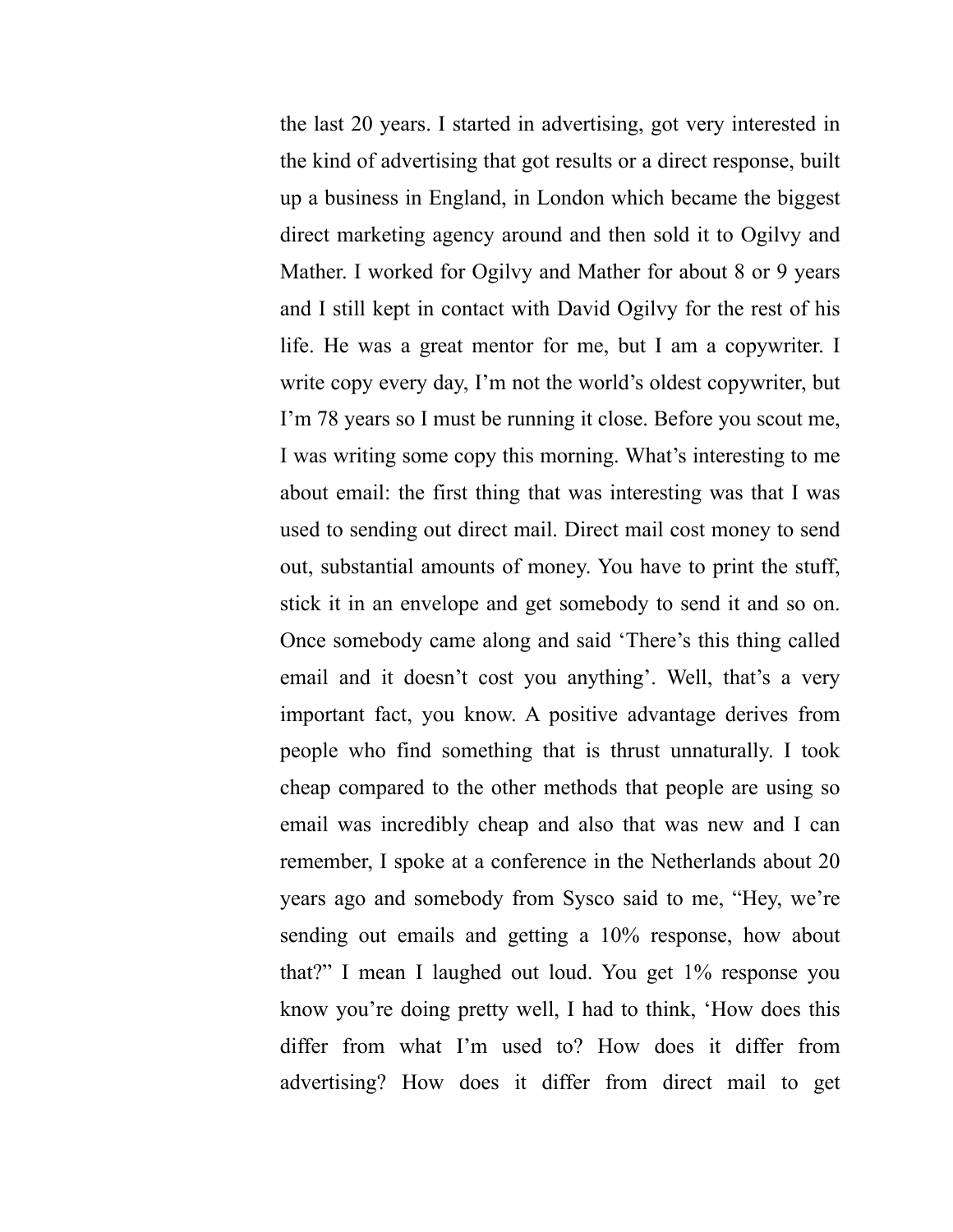the last 20 years. I started in advertising, got very interested in the kind of advertising that got results or a direct response, built up a business in England, in London which became the biggest direct marketing agency around and then sold it to Ogilvy and Mather. I worked for Ogilvy and Mather for about 8 or 9 years and I still kept in contact with David Ogilvy for the rest of his life. He was a great mentor for me, but I am a copywriter. I write copy every day, I'm not the world's oldest copywriter, but I'm 78 years so I must be running it close. Before you scout me, I was writing some copy this morning. What's interesting to me about email: the first thing that was interesting was that I was used to sending out direct mail. Direct mail cost money to send out, substantial amounts of money. You have to print the stuff, stick it in an envelope and get somebody to send it and so on. Once somebody came along and said 'There's this thing called email and it doesn't cost you anything'. Well, that's a very important fact, you know. A positive advantage derives from people who find something that is thrust unnaturally. I took cheap compared to the other methods that people are using so email was incredibly cheap and also that was new and I can remember, I spoke at a conference in the Netherlands about 20 years ago and somebody from Sysco said to me, "Hey, we're sending out emails and getting a 10% response, how about that?" I mean I laughed out loud. You get 1% response you know you're doing pretty well, I had to think, 'How does this differ from what I'm used to? How does it differ from advertising? How does it differ from direct mail to get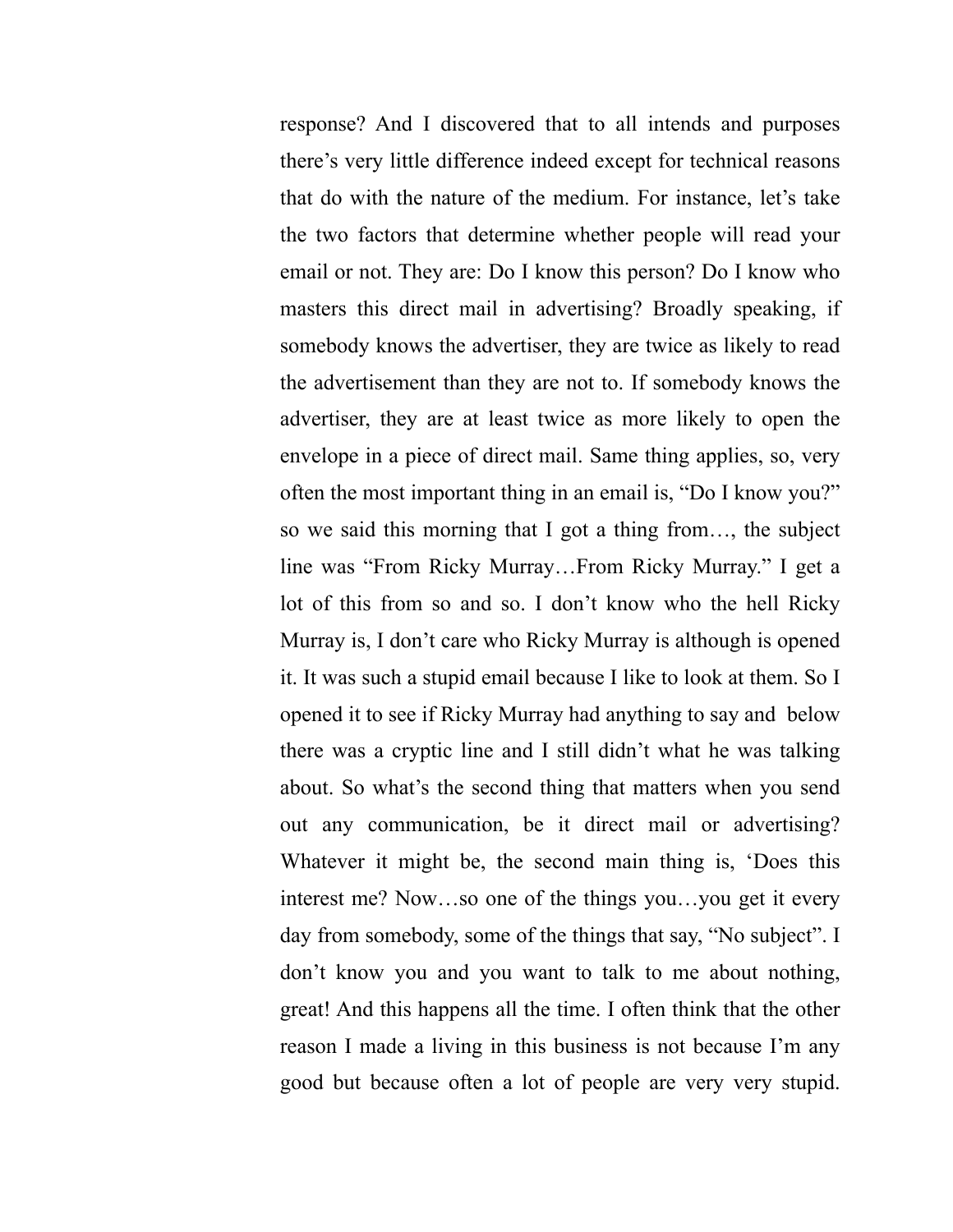response? And I discovered that to all intends and purposes there's very little difference indeed except for technical reasons that do with the nature of the medium. For instance, let's take the two factors that determine whether people will read your email or not. They are: Do I know this person? Do I know who masters this direct mail in advertising? Broadly speaking, if somebody knows the advertiser, they are twice as likely to read the advertisement than they are not to. If somebody knows the advertiser, they are at least twice as more likely to open the envelope in a piece of direct mail. Same thing applies, so, very often the most important thing in an email is, "Do I know you?" so we said this morning that I got a thing from…, the subject line was "From Ricky Murray…From Ricky Murray." I get a lot of this from so and so. I don't know who the hell Ricky Murray is, I don't care who Ricky Murray is although is opened it. It was such a stupid email because I like to look at them. So I opened it to see if Ricky Murray had anything to say and below there was a cryptic line and I still didn't what he was talking about. So what's the second thing that matters when you send out any communication, be it direct mail or advertising? Whatever it might be, the second main thing is, 'Does this interest me? Now…so one of the things you…you get it every day from somebody, some of the things that say, "No subject". I don't know you and you want to talk to me about nothing, great! And this happens all the time. I often think that the other reason I made a living in this business is not because I'm any good but because often a lot of people are very very stupid.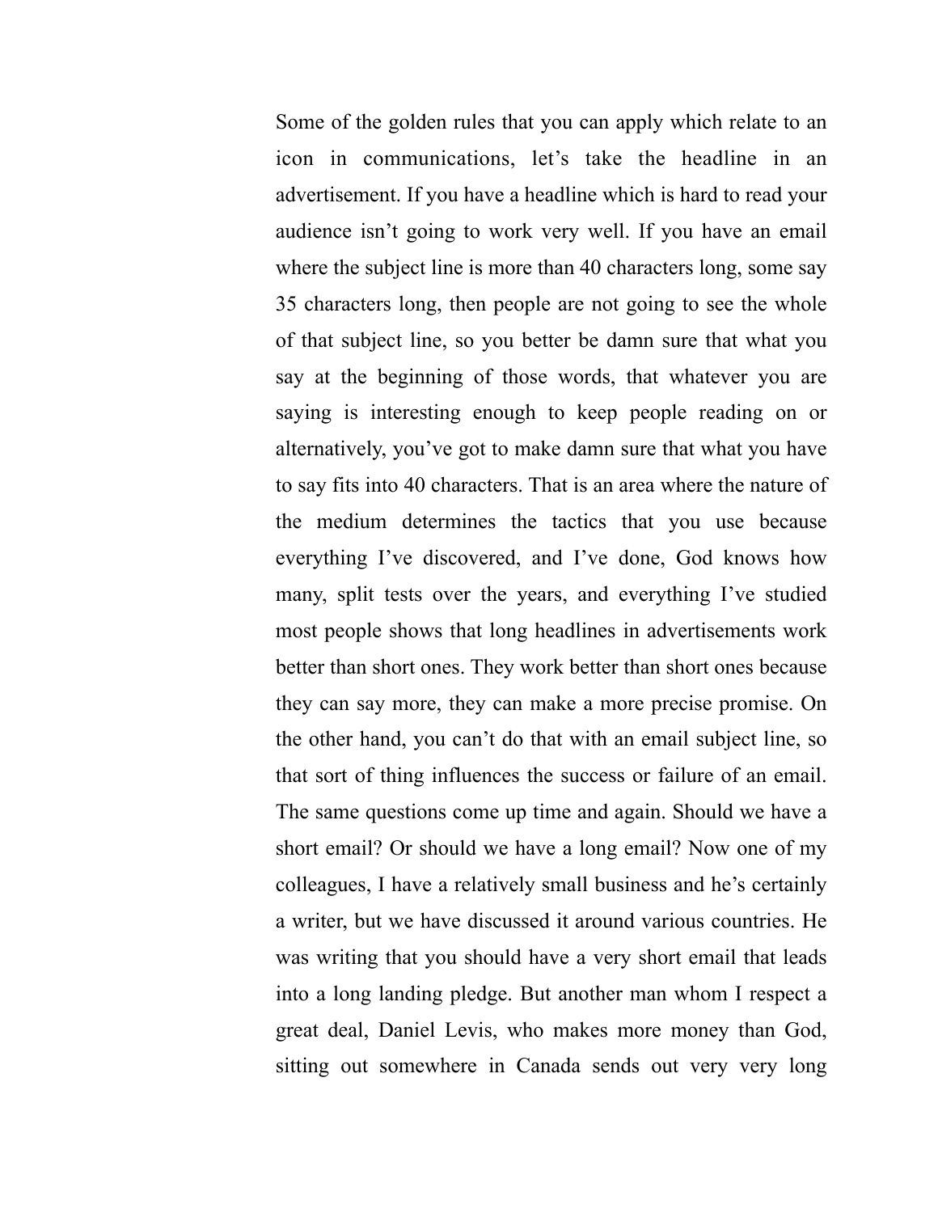Some of the golden rules that you can apply which relate to an icon in communications, let's take the headline in an advertisement. If you have a headline which is hard to read your audience isn't going to work very well. If you have an email where the subject line is more than 40 characters long, some say 35 characters long, then people are not going to see the whole of that subject line, so you better be damn sure that what you say at the beginning of those words, that whatever you are saying is interesting enough to keep people reading on or alternatively, you've got to make damn sure that what you have to say fits into 40 characters. That is an area where the nature of the medium determines the tactics that you use because everything I've discovered, and I've done, God knows how many, split tests over the years, and everything I've studied most people shows that long headlines in advertisements work better than short ones. They work better than short ones because they can say more, they can make a more precise promise. On the other hand, you can't do that with an email subject line, so that sort of thing influences the success or failure of an email. The same questions come up time and again. Should we have a short email? Or should we have a long email? Now one of my colleagues, I have a relatively small business and he's certainly a writer, but we have discussed it around various countries. He was writing that you should have a very short email that leads into a long landing pledge. But another man whom I respect a great deal, Daniel Levis, who makes more money than God, sitting out somewhere in Canada sends out very very long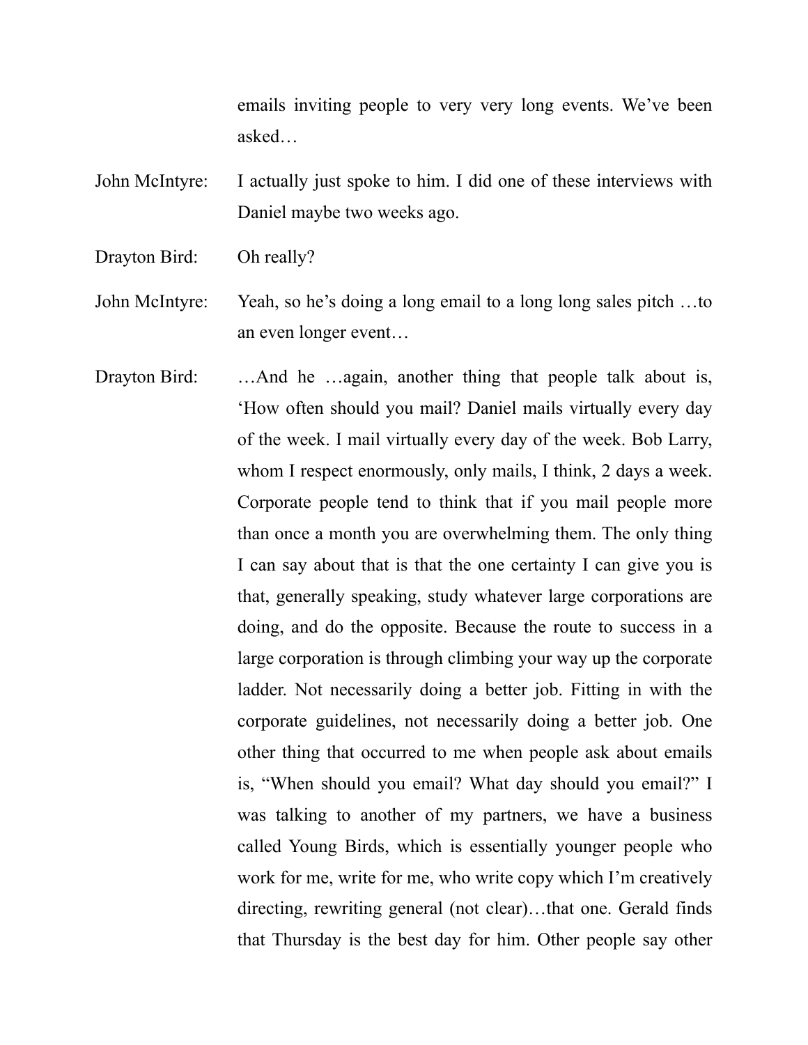emails inviting people to very very long events. We've been asked…

John McIntyre: I actually just spoke to him. I did one of these interviews with Daniel maybe two weeks ago.

Drayton Bird: Oh really?

John McIntyre: Yeah, so he's doing a long email to a long long sales pitch …to an even longer event…

Drayton Bird: …And he …again, another thing that people talk about is, 'How often should you mail? Daniel mails virtually every day of the week. I mail virtually every day of the week. Bob Larry, whom I respect enormously, only mails, I think, 2 days a week. Corporate people tend to think that if you mail people more than once a month you are overwhelming them. The only thing I can say about that is that the one certainty I can give you is that, generally speaking, study whatever large corporations are doing, and do the opposite. Because the route to success in a large corporation is through climbing your way up the corporate ladder. Not necessarily doing a better job. Fitting in with the corporate guidelines, not necessarily doing a better job. One other thing that occurred to me when people ask about emails is, "When should you email? What day should you email?" I was talking to another of my partners, we have a business called Young Birds, which is essentially younger people who work for me, write for me, who write copy which I'm creatively directing, rewriting general (not clear)…that one. Gerald finds that Thursday is the best day for him. Other people say other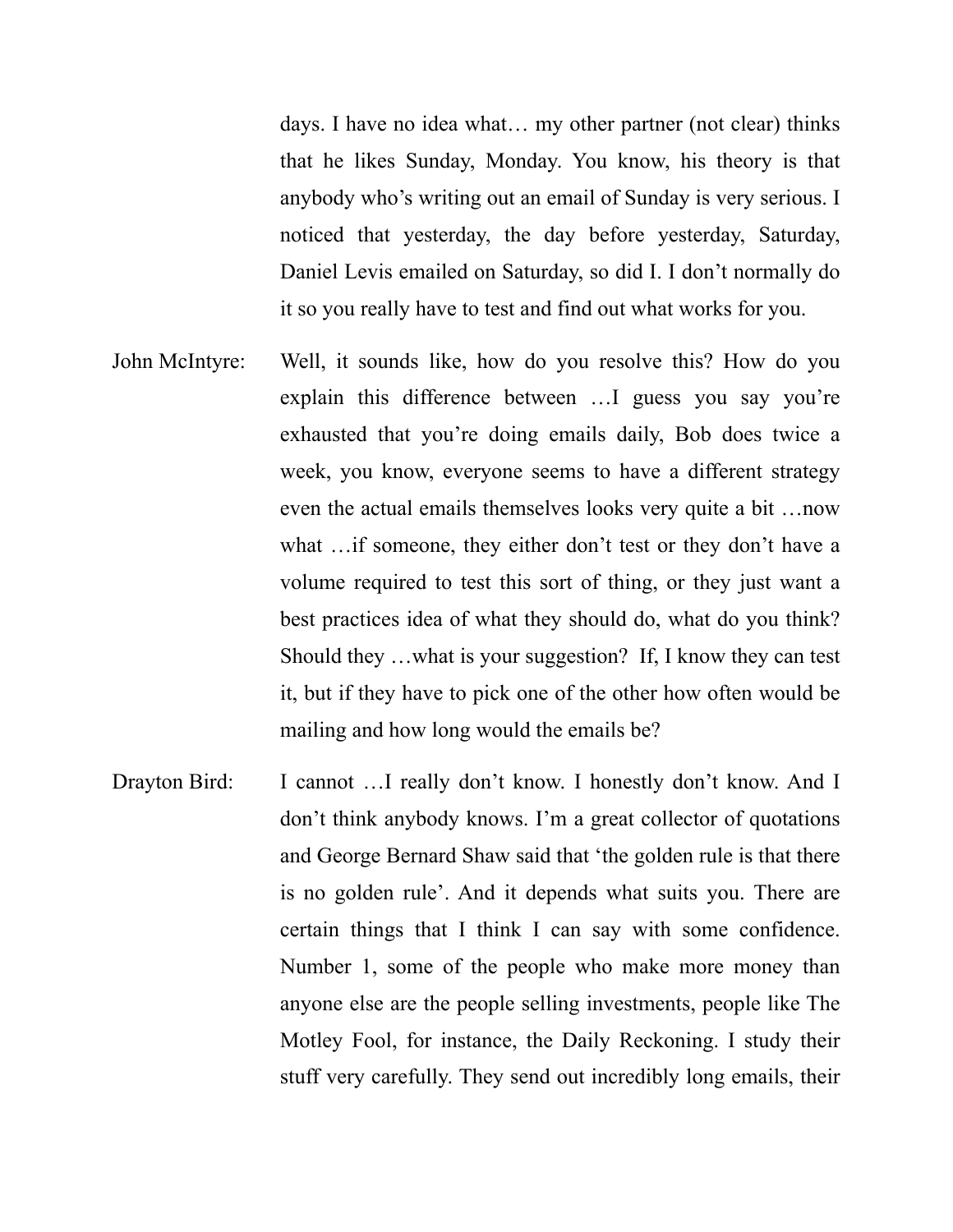days. I have no idea what… my other partner (not clear) thinks that he likes Sunday, Monday. You know, his theory is that anybody who's writing out an email of Sunday is very serious. I noticed that yesterday, the day before yesterday, Saturday, Daniel Levis emailed on Saturday, so did I. I don't normally do it so you really have to test and find out what works for you.

John McIntyre: Well, it sounds like, how do you resolve this? How do you explain this difference between …I guess you say you're exhausted that you're doing emails daily, Bob does twice a week, you know, everyone seems to have a different strategy even the actual emails themselves looks very quite a bit …now what …if someone, they either don't test or they don't have a volume required to test this sort of thing, or they just want a best practices idea of what they should do, what do you think? Should they …what is your suggestion? If, I know they can test it, but if they have to pick one of the other how often would be mailing and how long would the emails be?

Drayton Bird: I cannot …I really don't know. I honestly don't know. And I don't think anybody knows. I'm a great collector of quotations and George Bernard Shaw said that 'the golden rule is that there is no golden rule'. And it depends what suits you. There are certain things that I think I can say with some confidence. Number 1, some of the people who make more money than anyone else are the people selling investments, people like The Motley Fool, for instance, the Daily Reckoning. I study their stuff very carefully. They send out incredibly long emails, their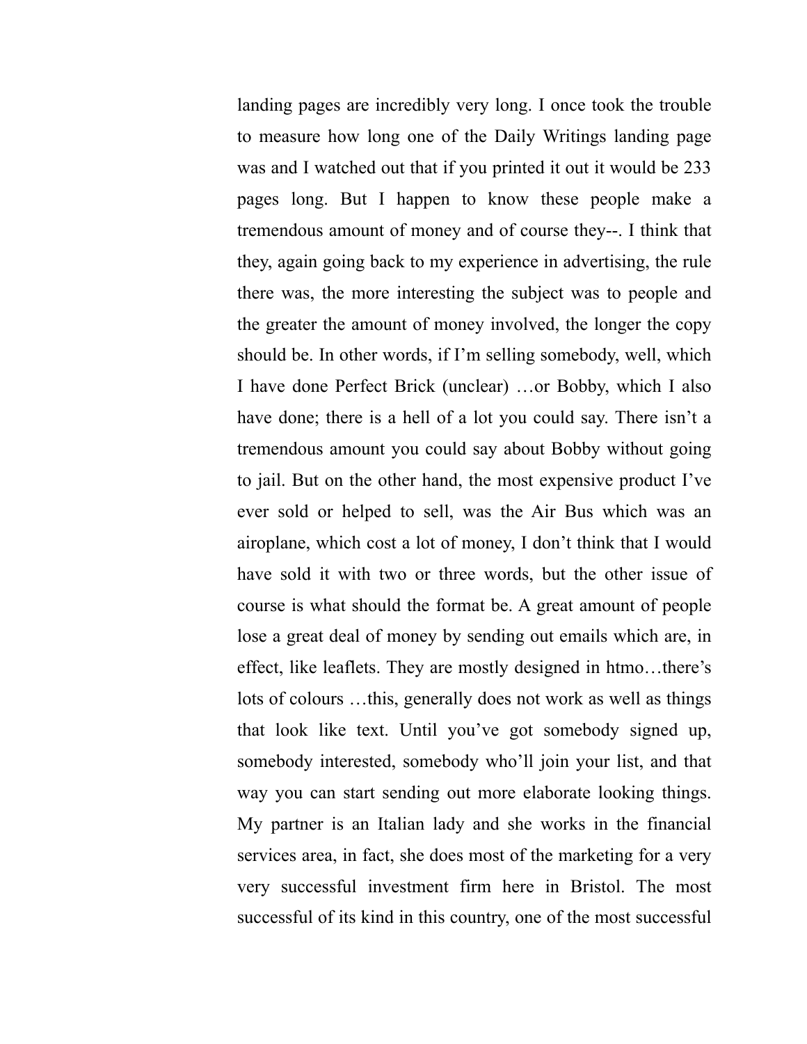landing pages are incredibly very long. I once took the trouble to measure how long one of the Daily Writings landing page was and I watched out that if you printed it out it would be 233 pages long. But I happen to know these people make a tremendous amount of money and of course they--. I think that they, again going back to my experience in advertising, the rule there was, the more interesting the subject was to people and the greater the amount of money involved, the longer the copy should be. In other words, if I'm selling somebody, well, which I have done Perfect Brick (unclear) …or Bobby, which I also have done; there is a hell of a lot you could say. There isn't a tremendous amount you could say about Bobby without going to jail. But on the other hand, the most expensive product I've ever sold or helped to sell, was the Air Bus which was an airoplane, which cost a lot of money, I don't think that I would have sold it with two or three words, but the other issue of course is what should the format be. A great amount of people lose a great deal of money by sending out emails which are, in effect, like leaflets. They are mostly designed in htmo…there's lots of colours …this, generally does not work as well as things that look like text. Until you've got somebody signed up, somebody interested, somebody who'll join your list, and that way you can start sending out more elaborate looking things. My partner is an Italian lady and she works in the financial services area, in fact, she does most of the marketing for a very very successful investment firm here in Bristol. The most successful of its kind in this country, one of the most successful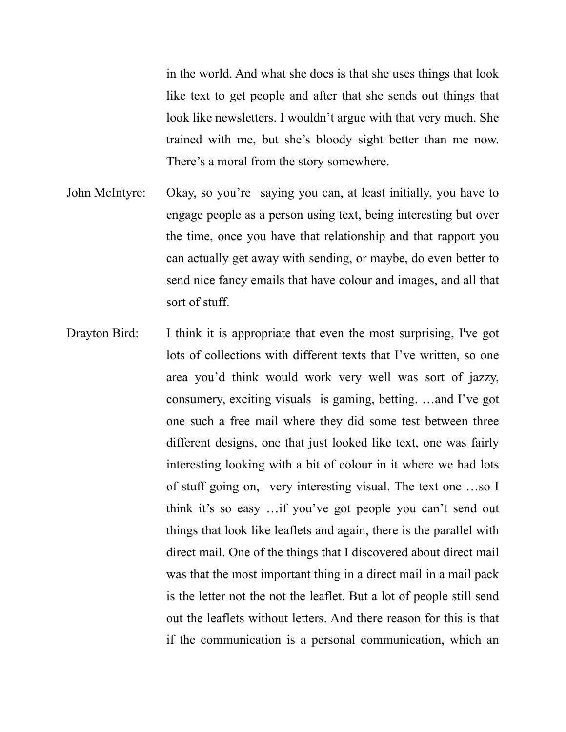in the world. And what she does is that she uses things that look like text to get people and after that she sends out things that look like newsletters. I wouldn't argue with that very much. She trained with me, but she's bloody sight better than me now. There's a moral from the story somewhere.

John McIntyre: Okay, so you're saying you can, at least initially, you have to engage people as a person using text, being interesting but over the time, once you have that relationship and that rapport you can actually get away with sending, or maybe, do even better to send nice fancy emails that have colour and images, and all that sort of stuff.

Drayton Bird: I think it is appropriate that even the most surprising, I've got lots of collections with different texts that I've written, so one area you'd think would work very well was sort of jazzy, consumery, exciting visuals is gaming, betting. …and I've got one such a free mail where they did some test between three different designs, one that just looked like text, one was fairly interesting looking with a bit of colour in it where we had lots of stuff going on, very interesting visual. The text one …so I think it's so easy …if you've got people you can't send out things that look like leaflets and again, there is the parallel with direct mail. One of the things that I discovered about direct mail was that the most important thing in a direct mail in a mail pack is the letter not the not the leaflet. But a lot of people still send out the leaflets without letters. And there reason for this is that if the communication is a personal communication, which an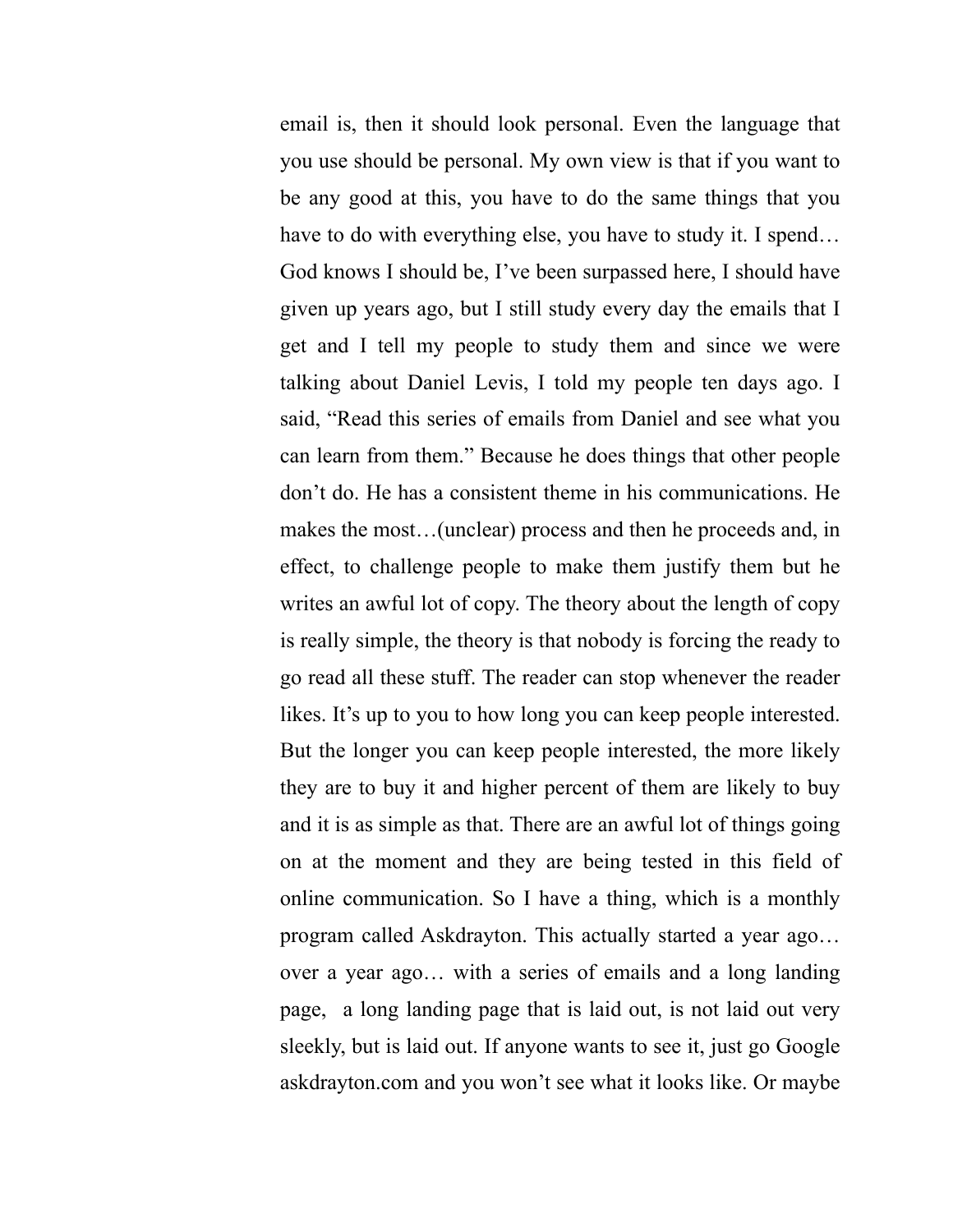email is, then it should look personal. Even the language that you use should be personal. My own view is that if you want to be any good at this, you have to do the same things that you have to do with everything else, you have to study it. I spend… God knows I should be, I've been surpassed here, I should have given up years ago, but I still study every day the emails that I get and I tell my people to study them and since we were talking about Daniel Levis, I told my people ten days ago. I said, "Read this series of emails from Daniel and see what you can learn from them." Because he does things that other people don't do. He has a consistent theme in his communications. He makes the most…(unclear) process and then he proceeds and, in effect, to challenge people to make them justify them but he writes an awful lot of copy. The theory about the length of copy is really simple, the theory is that nobody is forcing the ready to go read all these stuff. The reader can stop whenever the reader likes. It's up to you to how long you can keep people interested. But the longer you can keep people interested, the more likely they are to buy it and higher percent of them are likely to buy and it is as simple as that. There are an awful lot of things going on at the moment and they are being tested in this field of online communication. So I have a thing, which is a monthly program called Askdrayton. This actually started a year ago… over a year ago… with a series of emails and a long landing page, a long landing page that is laid out, is not laid out very sleekly, but is laid out. If anyone wants to see it, just go Google askdrayton.com and you won't see what it looks like. Or maybe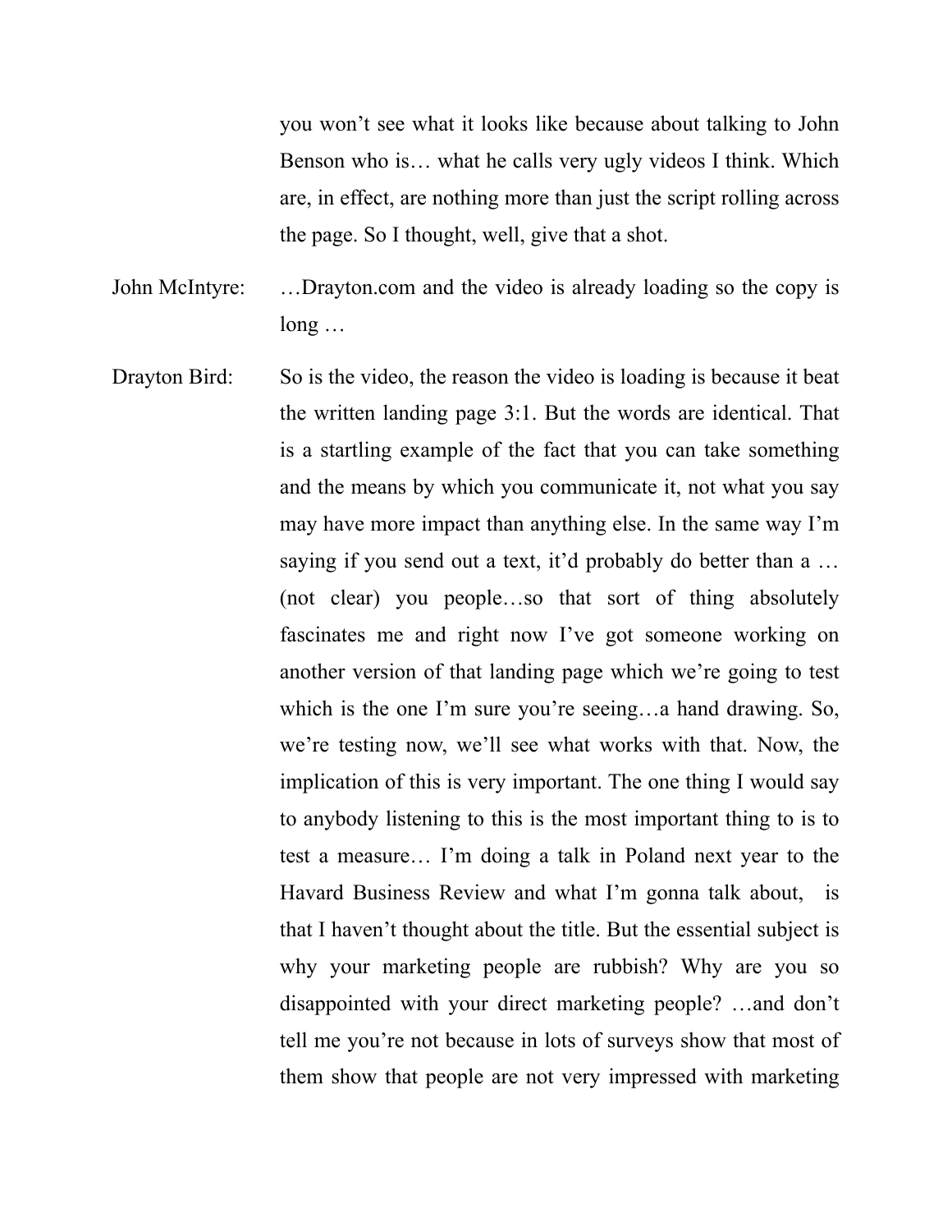you won't see what it looks like because about talking to John Benson who is… what he calls very ugly videos I think. Which are, in effect, are nothing more than just the script rolling across the page. So I thought, well, give that a shot.

John McIntyre: …Drayton.com and the video is already loading so the copy is long …

Drayton Bird: So is the video, the reason the video is loading is because it beat the written landing page 3:1. But the words are identical. That is a startling example of the fact that you can take something and the means by which you communicate it, not what you say may have more impact than anything else. In the same way I'm saying if you send out a text, it'd probably do better than a … (not clear) you people…so that sort of thing absolutely fascinates me and right now I've got someone working on another version of that landing page which we're going to test which is the one I'm sure you're seeing…a hand drawing. So, we're testing now, we'll see what works with that. Now, the implication of this is very important. The one thing I would say to anybody listening to this is the most important thing to is to test a measure… I'm doing a talk in Poland next year to the Havard Business Review and what I'm gonna talk about, is that I haven't thought about the title. But the essential subject is why your marketing people are rubbish? Why are you so disappointed with your direct marketing people? …and don't tell me you're not because in lots of surveys show that most of them show that people are not very impressed with marketing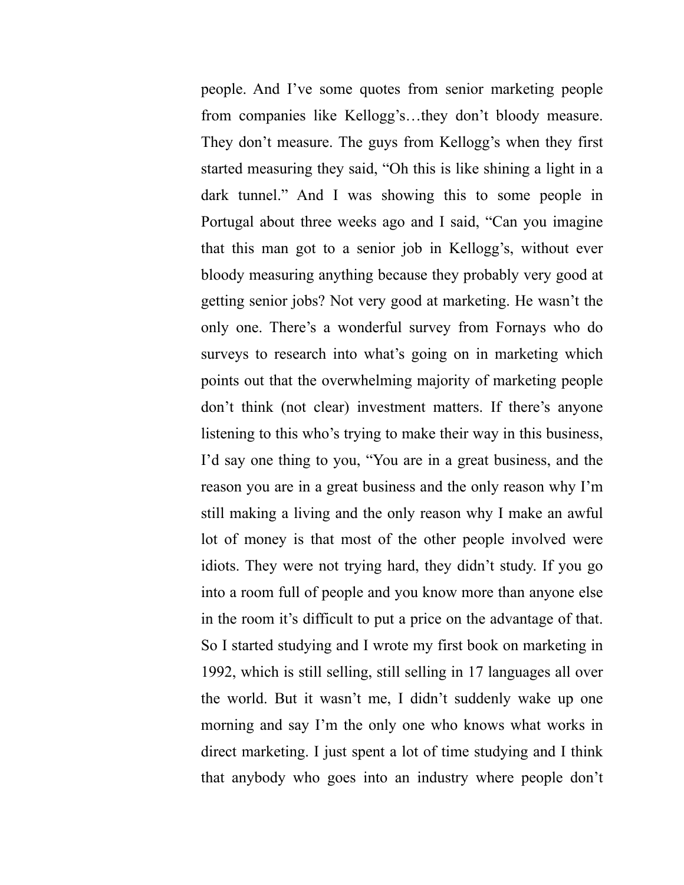people. And I’ve some quotes from senior marketing people from companies like Kellogg’s…they don’t bloody measure. They don’t measure. The guys from Kellogg’s when they first started measuring they said, “Oh this is like shining a light in a dark tunnel.” And I was showing this to some people in Portugal about three weeks ago and I said, “Can you imagine that this man got to a senior job in Kellogg’s, without ever bloody measuring anything because they probably very good at getting senior jobs? Not very good at marketing. He wasn’t the only one. There’s a wonderful survey from Fornays who do surveys to research into what’s going on in marketing which points out that the overwhelming majority of marketing people don’t think (not clear) investment matters. If there’s anyone listening to this who’s trying to make their way in this business, I’d say one thing to you, “You are in a great business, and the reason you are in a great business and the only reason why I’m still making a living and the only reason why I make an awful lot of money is that most of the other people involved were idiots. They were not trying hard, they didn’t study. If you go into a room full of people and you know more than anyone else in the room it’s difficult to put a price on the advantage of that. So I started studying and I wrote my first book on marketing in 1992, which is still selling, still selling in 17 languages all over the world. But it wasn’t me, I didn’t suddenly wake up one morning and say I’m the only one who knows what works in direct marketing. I just spent a lot of time studying and I think that anybody who goes into an industry where people don’t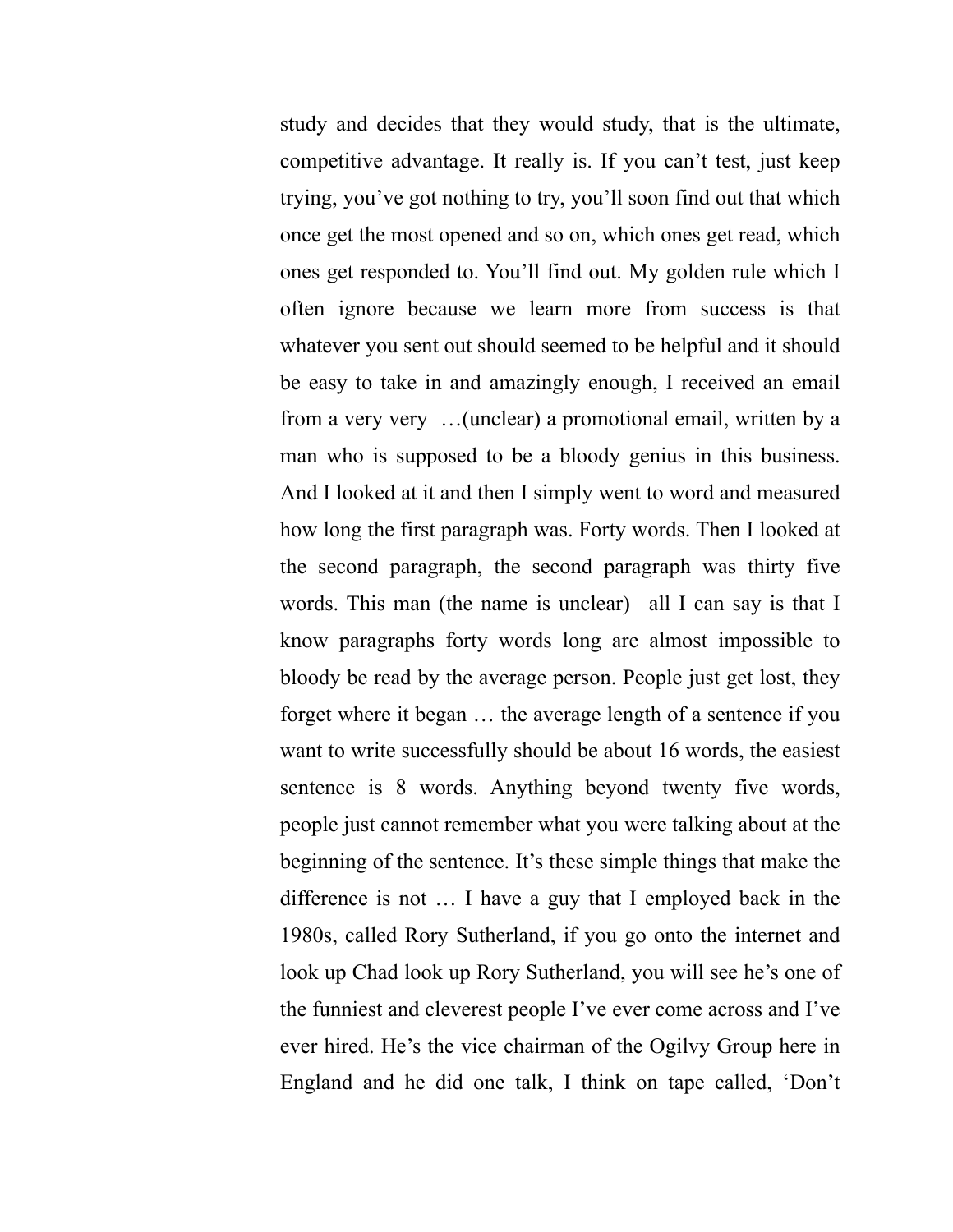study and decides that they would study, that is the ultimate, competitive advantage. It really is. If you can't test, just keep trying, you've got nothing to try, you'll soon find out that which once get the most opened and so on, which ones get read, which ones get responded to. You'll find out. My golden rule which I often ignore because we learn more from success is that whatever you sent out should seemed to be helpful and it should be easy to take in and amazingly enough, I received an email from a very very …(unclear) a promotional email, written by a man who is supposed to be a bloody genius in this business. And I looked at it and then I simply went to word and measured how long the first paragraph was. Forty words. Then I looked at the second paragraph, the second paragraph was thirty five words. This man (the name is unclear) all I can say is that I know paragraphs forty words long are almost impossible to bloody be read by the average person. People just get lost, they forget where it began … the average length of a sentence if you want to write successfully should be about 16 words, the easiest sentence is 8 words. Anything beyond twenty five words, people just cannot remember what you were talking about at the beginning of the sentence. It's these simple things that make the difference is not … I have a guy that I employed back in the 1980s, called Rory Sutherland, if you go onto the internet and look up Chad look up Rory Sutherland, you will see he's one of the funniest and cleverest people I've ever come across and I've ever hired. He's the vice chairman of the Ogilvy Group here in England and he did one talk, I think on tape called, 'Don't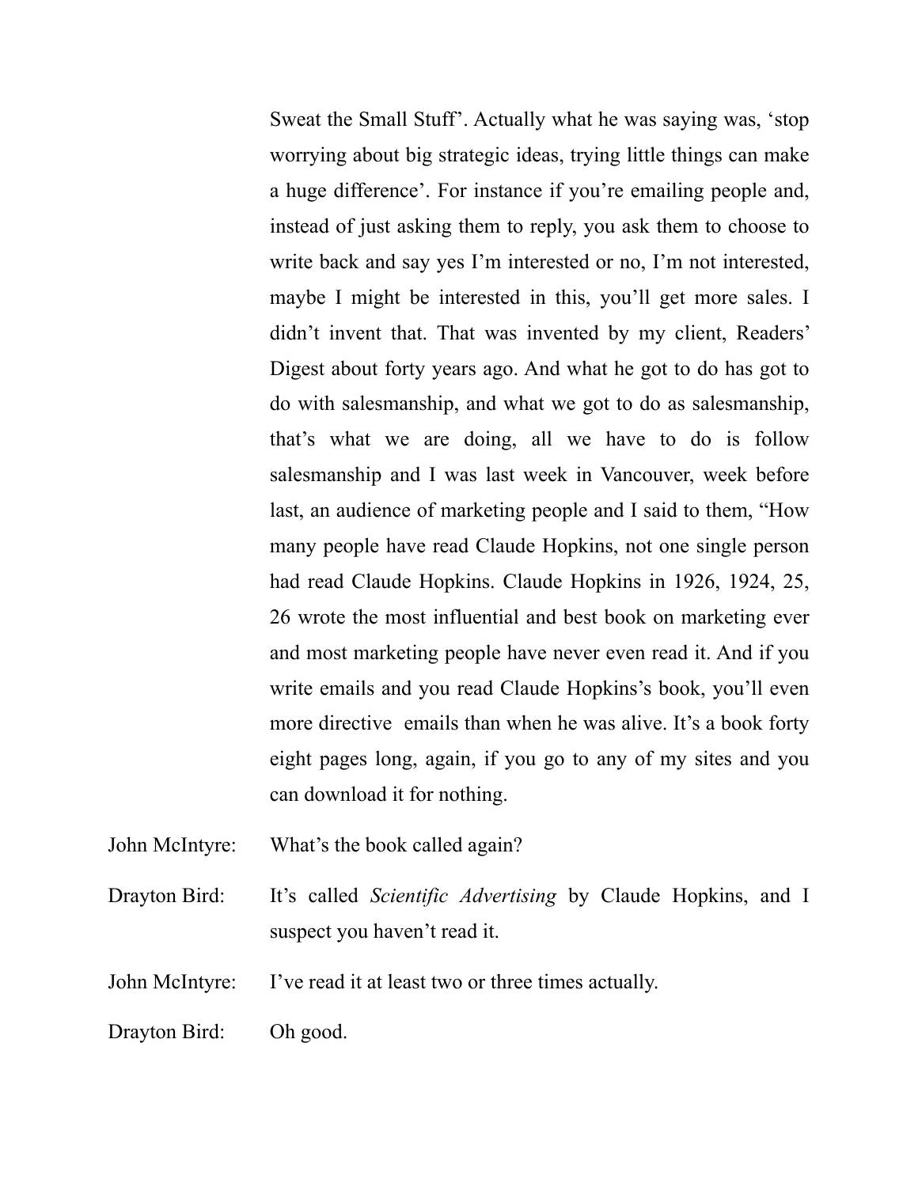Sweat the Small Stuff'. Actually what he was saying was, 'stop worrying about big strategic ideas, trying little things can make a huge difference'. For instance if you're emailing people and, instead of just asking them to reply, you ask them to choose to write back and say yes I'm interested or no, I'm not interested, maybe I might be interested in this, you'll get more sales. I didn't invent that. That was invented by my client, Readers' Digest about forty years ago. And what he got to do has got to do with salesmanship, and what we got to do as salesmanship, that's what we are doing, all we have to do is follow salesmanship and I was last week in Vancouver, week before last, an audience of marketing people and I said to them, "How many people have read Claude Hopkins, not one single person had read Claude Hopkins. Claude Hopkins in 1926, 1924, 25, 26 wrote the most influential and best book on marketing ever and most marketing people have never even read it. And if you write emails and you read Claude Hopkins's book, you'll even more directive emails than when he was alive. It's a book forty eight pages long, again, if you go to any of my sites and you can download it for nothing.

John McIntyre: What's the book called again?

Drayton Bird: It's called *Scientific Advertising* by Claude Hopkins, and I suspect you haven't read it.

John McIntyre: I've read it at least two or three times actually.

Drayton Bird: Oh good.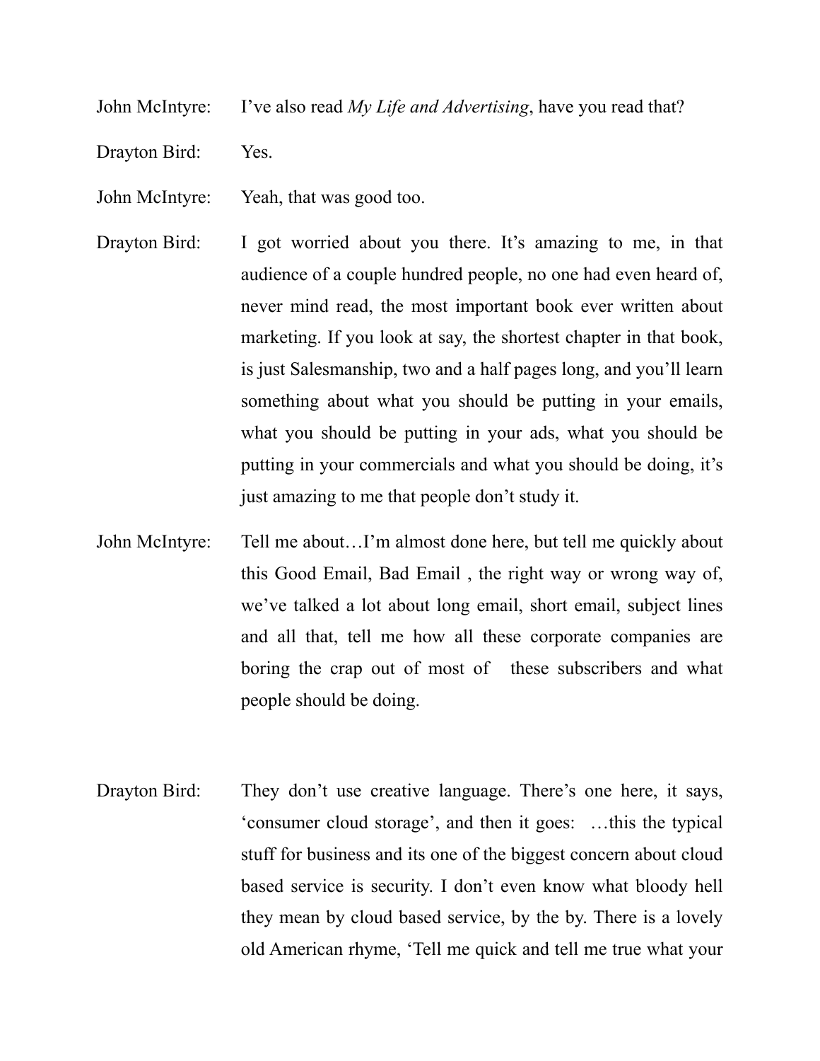John McIntyre: I've also read *My Life and Advertising*, have you read that?

Drayton Bird: Yes.

John McIntyre: Yeah, that was good too.

Drayton Bird: I got worried about you there. It's amazing to me, in that audience of a couple hundred people, no one had even heard of, never mind read, the most important book ever written about marketing. If you look at say, the shortest chapter in that book, is just Salesmanship, two and a half pages long, and you'll learn something about what you should be putting in your emails, what you should be putting in your ads, what you should be putting in your commercials and what you should be doing, it's just amazing to me that people don't study it.

John McIntyre: Tell me about…I'm almost done here, but tell me quickly about this Good Email, Bad Email , the right way or wrong way of, we've talked a lot about long email, short email, subject lines and all that, tell me how all these corporate companies are boring the crap out of most of these subscribers and what people should be doing.

Drayton Bird: They don't use creative language. There's one here, it says, 'consumer cloud storage', and then it goes: …this the typical stuff for business and its one of the biggest concern about cloud based service is security. I don't even know what bloody hell they mean by cloud based service, by the by. There is a lovely old American rhyme, 'Tell me quick and tell me true what your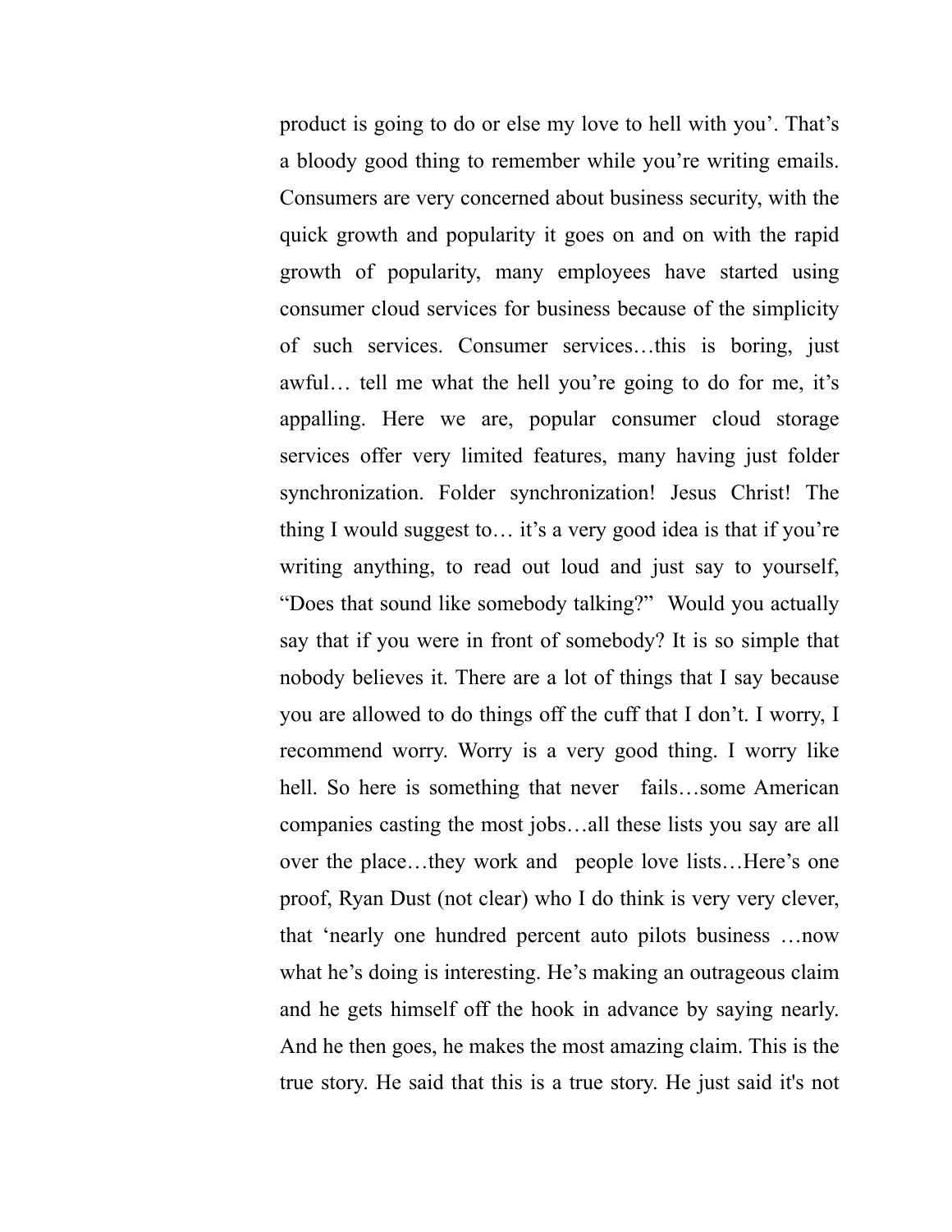product is going to do or else my love to hell with you'. That's a bloody good thing to remember while you're writing emails. Consumers are very concerned about business security, with the quick growth and popularity it goes on and on with the rapid growth of popularity, many employees have started using consumer cloud services for business because of the simplicity of such services. Consumer services…this is boring, just awful… tell me what the hell you're going to do for me, it's appalling. Here we are, popular consumer cloud storage services offer very limited features, many having just folder synchronization. Folder synchronization! Jesus Christ! The thing I would suggest to… it's a very good idea is that if you're writing anything, to read out loud and just say to yourself, "Does that sound like somebody talking?" Would you actually say that if you were in front of somebody? It is so simple that nobody believes it. There are a lot of things that I say because you are allowed to do things off the cuff that I don't. I worry, I recommend worry. Worry is a very good thing. I worry like hell. So here is something that never fails…some American companies casting the most jobs…all these lists you say are all over the place…they work and people love lists…Here's one proof, Ryan Dust (not clear) who I do think is very very clever, that 'nearly one hundred percent auto pilots business …now what he's doing is interesting. He's making an outrageous claim and he gets himself off the hook in advance by saying nearly. And he then goes, he makes the most amazing claim. This is the true story. He said that this is a true story. He just said it's not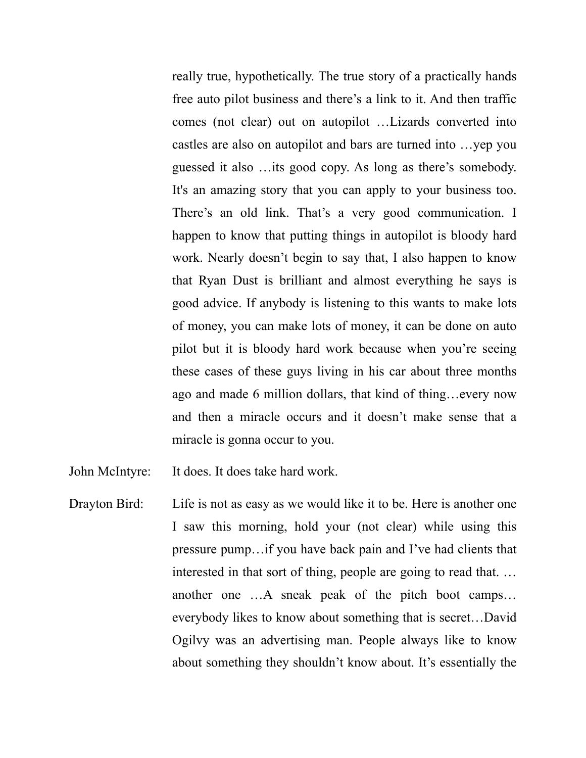really true, hypothetically. The true story of a practically hands free auto pilot business and there's a link to it. And then traffic comes (not clear) out on autopilot …Lizards converted into castles are also on autopilot and bars are turned into …yep you guessed it also …its good copy. As long as there's somebody. It's an amazing story that you can apply to your business too. There's an old link. That's a very good communication. I happen to know that putting things in autopilot is bloody hard work. Nearly doesn't begin to say that, I also happen to know that Ryan Dust is brilliant and almost everything he says is good advice. If anybody is listening to this wants to make lots of money, you can make lots of money, it can be done on auto pilot but it is bloody hard work because when you're seeing these cases of these guys living in his car about three months ago and made 6 million dollars, that kind of thing…every now and then a miracle occurs and it doesn't make sense that a miracle is gonna occur to you.

John McIntyre: It does. It does take hard work.

Drayton Bird: Life is not as easy as we would like it to be. Here is another one I saw this morning, hold your (not clear) while using this pressure pump…if you have back pain and I've had clients that interested in that sort of thing, people are going to read that. … another one …A sneak peak of the pitch boot camps… everybody likes to know about something that is secret…David Ogilvy was an advertising man. People always like to know about something they shouldn't know about. It's essentially the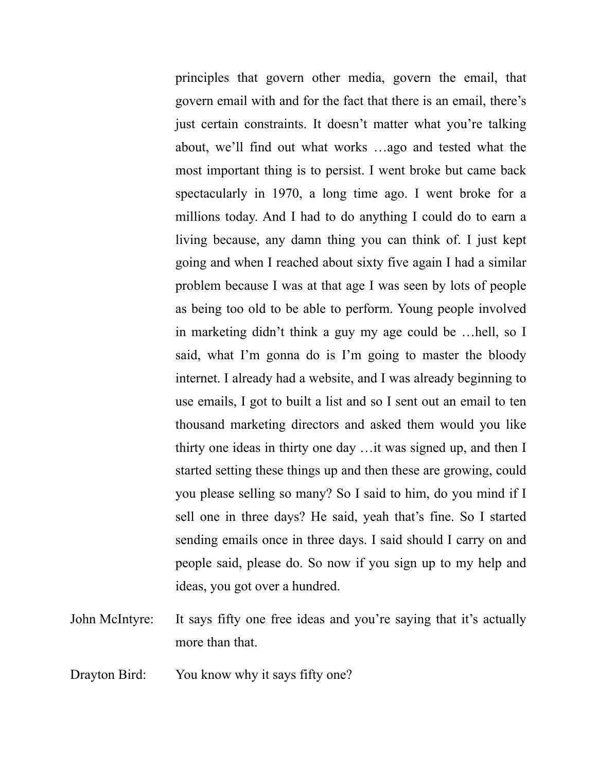principles that govern other media, govern the email, that govern email with and for the fact that there is an email, there's just certain constraints. It doesn't matter what you're talking about, we'll find out what works …ago and tested what the most important thing is to persist. I went broke but came back spectacularly in 1970, a long time ago. I went broke for a millions today. And I had to do anything I could do to earn a living because, any damn thing you can think of. I just kept going and when I reached about sixty five again I had a similar problem because I was at that age I was seen by lots of people as being too old to be able to perform. Young people involved in marketing didn't think a guy my age could be …hell, so I said, what I'm gonna do is I'm going to master the bloody internet. I already had a website, and I was already beginning to use emails, I got to built a list and so I sent out an email to ten thousand marketing directors and asked them would you like thirty one ideas in thirty one day …it was signed up, and then I started setting these things up and then these are growing, could you please selling so many? So I said to him, do you mind if I sell one in three days? He said, yeah that's fine. So I started sending emails once in three days. I said should I carry on and people said, please do. So now if you sign up to my help and ideas, you got over a hundred.

John McIntyre: It says fifty one free ideas and you're saying that it's actually more than that.

Drayton Bird: You know why it says fifty one?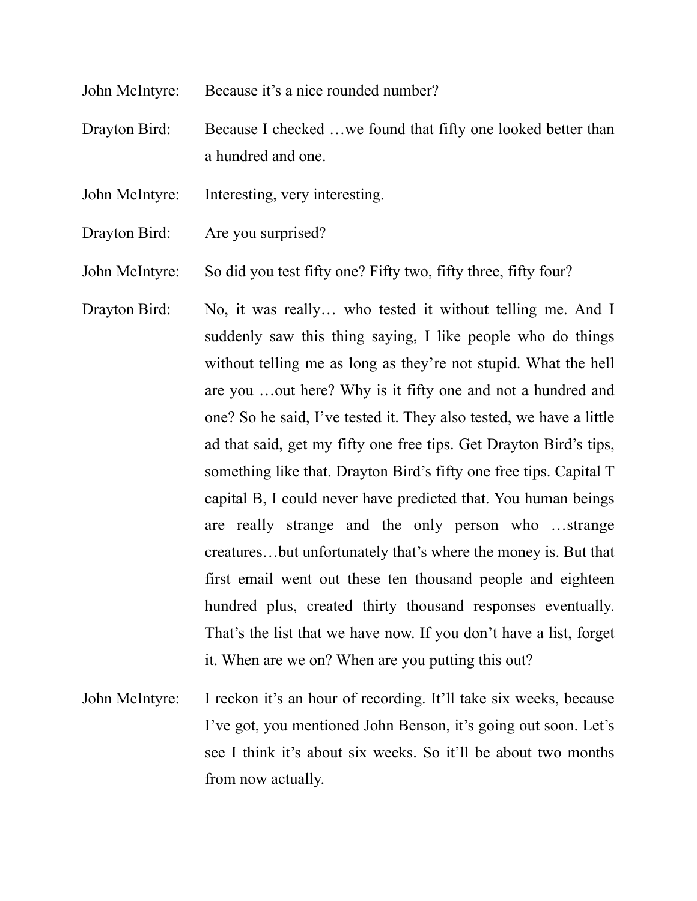John McIntyre: Because it's a nice rounded number?

Drayton Bird: Because I checked …we found that fifty one looked better than a hundred and one.

John McIntyre: Interesting, very interesting.

Drayton Bird: Are you surprised?

John McIntyre: So did you test fifty one? Fifty two, fifty three, fifty four?

Drayton Bird: No, it was really… who tested it without telling me. And I suddenly saw this thing saying, I like people who do things without telling me as long as they're not stupid. What the hell are you …out here? Why is it fifty one and not a hundred and one? So he said, I've tested it. They also tested, we have a little ad that said, get my fifty one free tips. Get Drayton Bird's tips, something like that. Drayton Bird's fifty one free tips. Capital T capital B, I could never have predicted that. You human beings are really strange and the only person who …strange creatures…but unfortunately that's where the money is. But that first email went out these ten thousand people and eighteen hundred plus, created thirty thousand responses eventually. That's the list that we have now. If you don't have a list, forget it. When are we on? When are you putting this out?

John McIntyre: I reckon it's an hour of recording. It'll take six weeks, because I've got, you mentioned John Benson, it's going out soon. Let's see I think it's about six weeks. So it'll be about two months from now actually.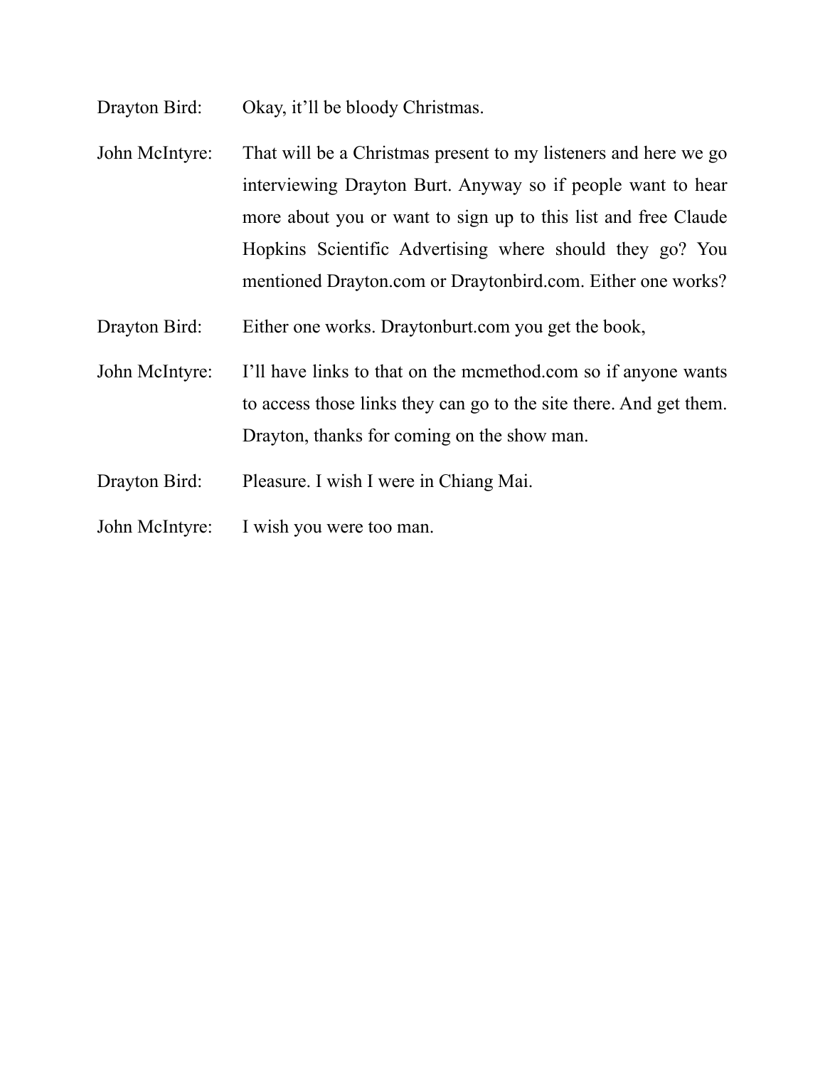Drayton Bird: Okay, it'll be bloody Christmas.

John McIntyre: That will be a Christmas present to my listeners and here we go interviewing Drayton Burt. Anyway so if people want to hear more about you or want to sign up to this list and free Claude Hopkins Scientific Advertising where should they go? You mentioned Drayton.com or Draytonbird.com. Either one works?

Drayton Bird: Either one works. Draytonburt.com you get the book,

John McIntyre: I'll have links to that on the mcmethod.com so if anyone wants to access those links they can go to the site there. And get them. Drayton, thanks for coming on the show man.

Drayton Bird: Pleasure. I wish I were in Chiang Mai.

John McIntyre: I wish you were too man.